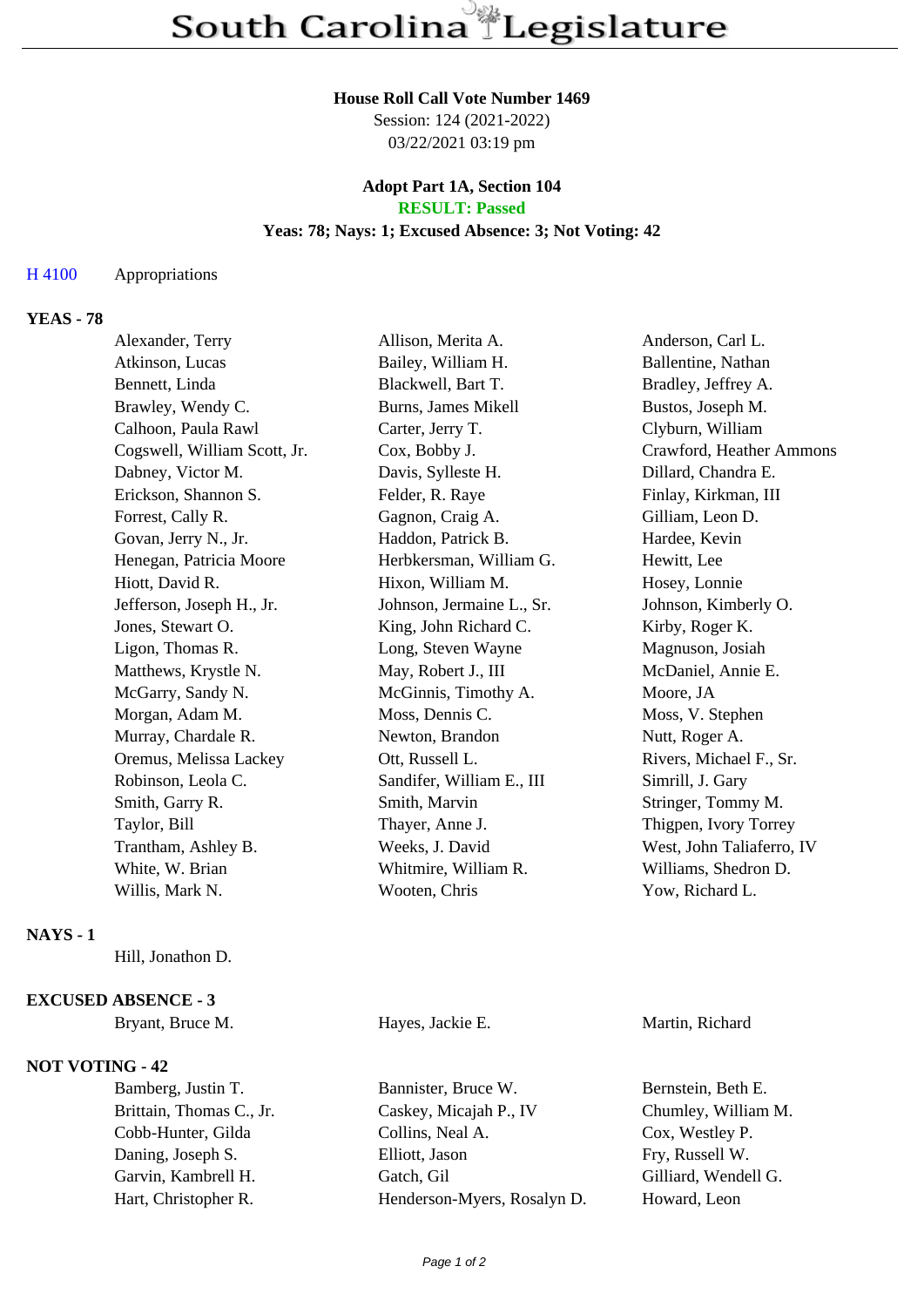# South Carolina Legislature

**House Roll Call Vote Number 1469**
Session: 124 (2021-2022)
03/22/2021 03:19 pm

**Adopt Part 1A, Section 104**
**RESULT: Passed**
**Yeas: 78; Nays: 1; Excused Absence: 3; Not Voting: 42**

H 4100 Appropriations

**YEAS - 78**

| | | |
|---|---|---|
| Alexander, Terry | Allison, Merita A. | Anderson, Carl L. |
| Atkinson, Lucas | Bailey, William H. | Ballentine, Nathan |
| Bennett, Linda | Blackwell, Bart T. | Bradley, Jeffrey A. |
| Brawley, Wendy C. | Burns, James Mikell | Bustos, Joseph M. |
| Calhoon, Paula Rawl | Carter, Jerry T. | Clyburn, William |
| Cogswell, William Scott, Jr. | Cox, Bobby J. | Crawford, Heather Ammons |
| Dabney, Victor M. | Davis, Sylleste H. | Dillard, Chandra E. |
| Erickson, Shannon S. | Felder, R. Raye | Finlay, Kirkman, III |
| Forrest, Cally R. | Gagnon, Craig A. | Gilliam, Leon D. |
| Govan, Jerry N., Jr. | Haddon, Patrick B. | Hardee, Kevin |
| Henegan, Patricia Moore | Herbkersman, William G. | Hewitt, Lee |
| Hiott, David R. | Hixon, William M. | Hosey, Lonnie |
| Jefferson, Joseph H., Jr. | Johnson, Jermaine L., Sr. | Johnson, Kimberly O. |
| Jones, Stewart O. | King, John Richard C. | Kirby, Roger K. |
| Ligon, Thomas R. | Long, Steven Wayne | Magnuson, Josiah |
| Matthews, Krystle N. | May, Robert J., III | McDaniel, Annie E. |
| McGarry, Sandy N. | McGinnis, Timothy A. | Moore, JA |
| Morgan, Adam M. | Moss, Dennis C. | Moss, V. Stephen |
| Murray, Chardale R. | Newton, Brandon | Nutt, Roger A. |
| Oremus, Melissa Lackey | Ott, Russell L. | Rivers, Michael F., Sr. |
| Robinson, Leola C. | Sandifer, William E., III | Simrill, J. Gary |
| Smith, Garry R. | Smith, Marvin | Stringer, Tommy M. |
| Taylor, Bill | Thayer, Anne J. | Thigpen, Ivory Torrey |
| Trantham, Ashley B. | Weeks, J. David | West, John Taliaferro, IV |
| White, W. Brian | Whitmire, William R. | Williams, Shedron D. |
| Willis, Mark N. | Wooten, Chris | Yow, Richard L. |

**NAYS - 1**

Hill, Jonathon D.

**EXCUSED ABSENCE - 3**

| | | |
|---|---|---|
| Bryant, Bruce M. | Hayes, Jackie E. | Martin, Richard |

**NOT VOTING - 42**

| | | |
|---|---|---|
| Bamberg, Justin T. | Bannister, Bruce W. | Bernstein, Beth E. |
| Brittain, Thomas C., Jr. | Caskey, Micajah P., IV | Chumley, William M. |
| Cobb-Hunter, Gilda | Collins, Neal A. | Cox, Westley P. |
| Daning, Joseph S. | Elliott, Jason | Fry, Russell W. |
| Garvin, Kambrell H. | Gatch, Gil | Gilliard, Wendell G. |
| Hart, Christopher R. | Henderson-Myers, Rosalyn D. | Howard, Leon |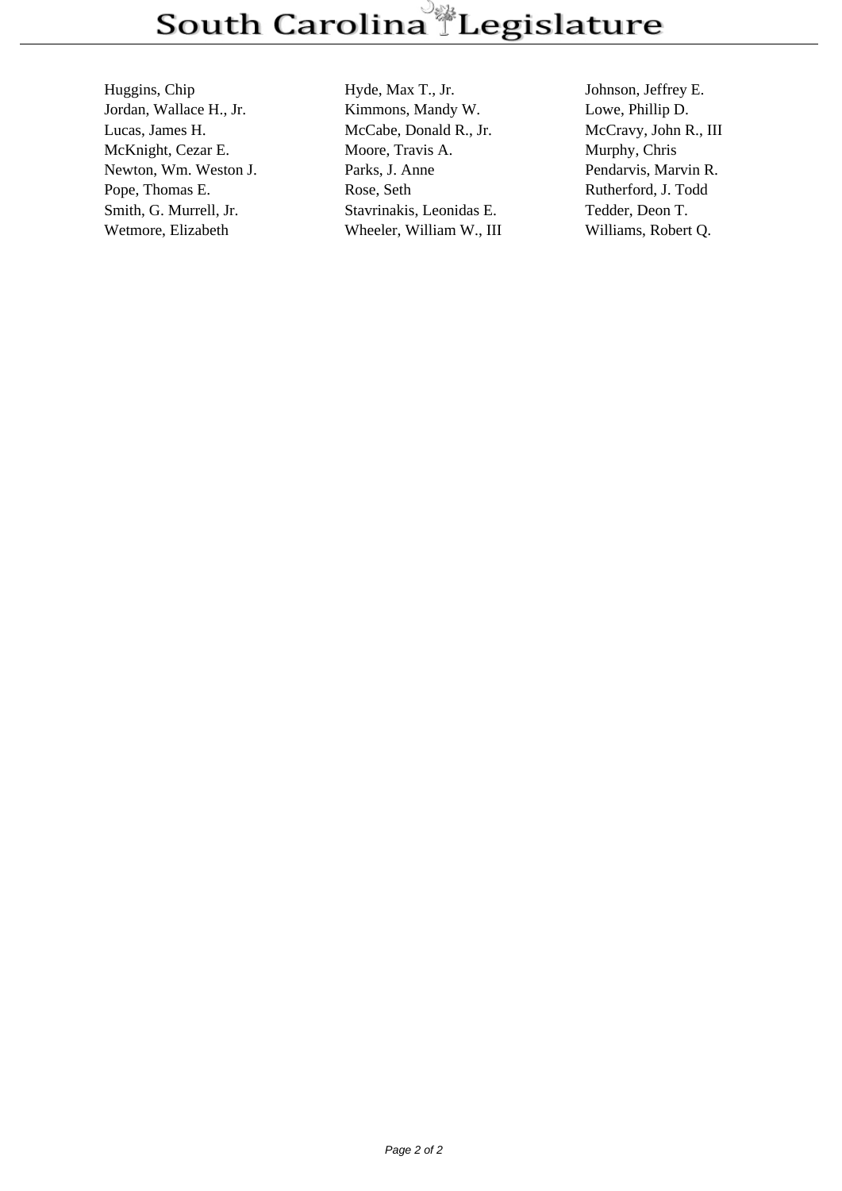| | | |
|---|---|---|
| Huggins, Chip | Hyde, Max T., Jr. | Johnson, Jeffrey E. |
| Jordan, Wallace H., Jr. | Kimmons, Mandy W. | Lowe, Phillip D. |
| Lucas, James H. | McCabe, Donald R., Jr. | McCravy, John R., III |
| McKnight, Cezar E. | Moore, Travis A. | Murphy, Chris |
| Newton, Wm. Weston J. | Parks, J. Anne | Pendarvis, Marvin R. |
| Pope, Thomas E. | Rose, Seth | Rutherford, J. Todd |
| Smith, G. Murrell, Jr. | Stavrinakis, Leonidas E. | Tedder, Deon T. |
| Wetmore, Elizabeth | Wheeler, William W., III | Williams, Robert Q. |